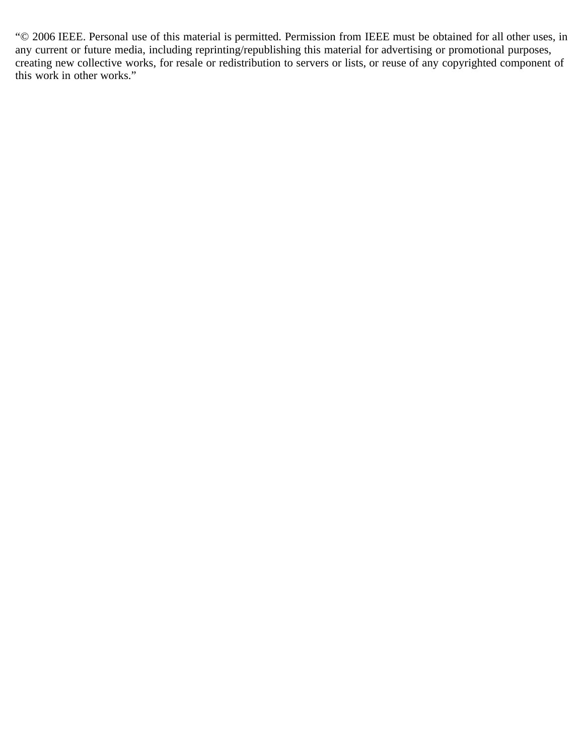"© 2006 IEEE. Personal use of this material is permitted. Permission from IEEE must be obtained for all other uses, in any current or future media, including reprinting/republishing this material for advertising or promotional purposes, creating new collective works, for resale or redistribution to servers or lists, or reuse of any copyrighted component of this work in other works."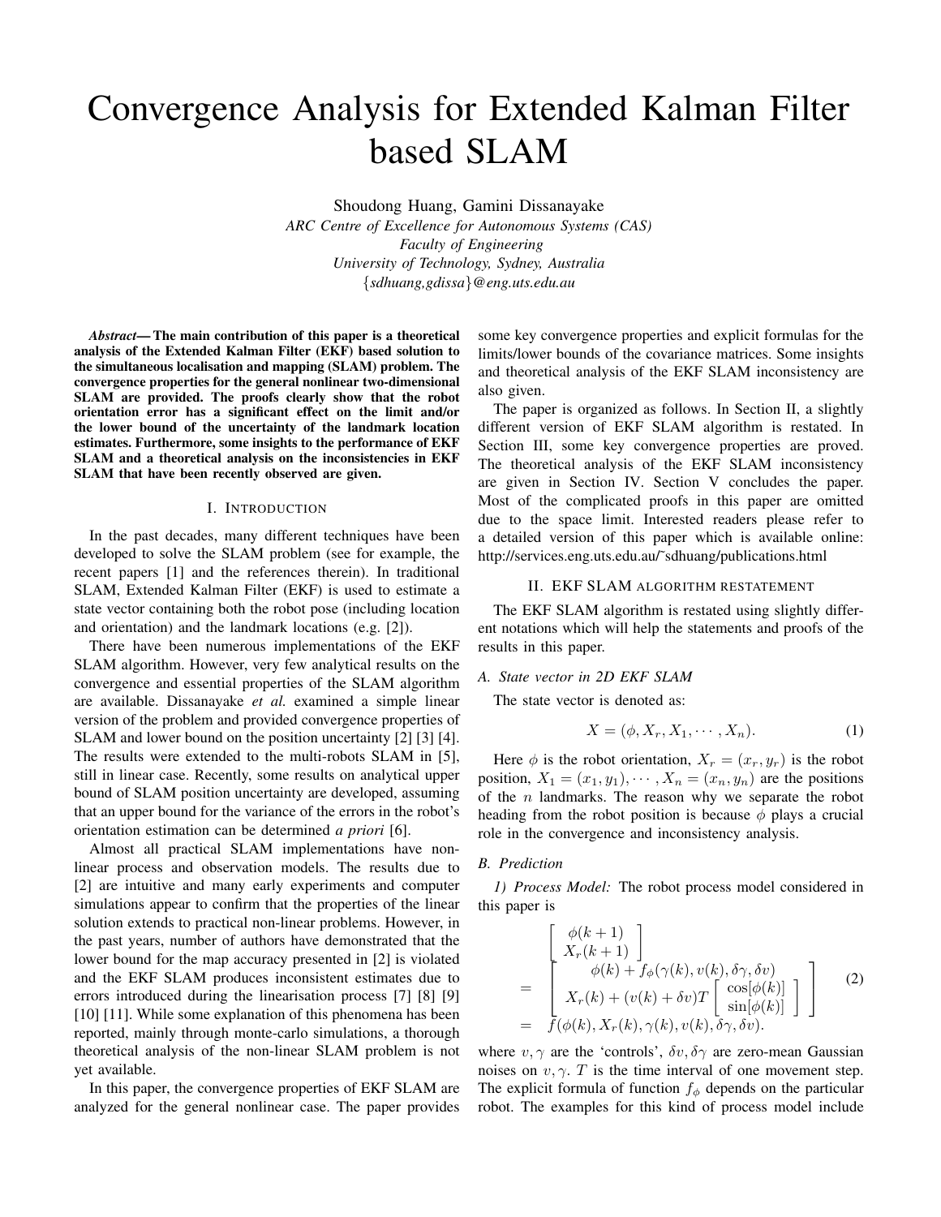# Convergence Analysis for Extended Kalman Filter based SLAM

Shoudong Huang, Gamini Dissanayake

*ARC Centre of Excellence for Autonomous Systems (CAS)*
*Faculty of Engineering*
*University of Technology, Sydney, Australia*
*{sdhuang,gdissa}@eng.uts.edu.au*

***Abstract*— The main contribution of this paper is a theoretical analysis of the Extended Kalman Filter (EKF) based solution to the simultaneous localisation and mapping (SLAM) problem. The convergence properties for the general nonlinear two-dimensional SLAM are provided. The proofs clearly show that the robot orientation error has a significant effect on the limit and/or the lower bound of the uncertainty of the landmark location estimates. Furthermore, some insights to the performance of EKF SLAM and a theoretical analysis on the inconsistencies in EKF SLAM that have been recently observed are given.**

## I. Introduction

In the past decades, many different techniques have been developed to solve the SLAM problem (see for example, the recent papers [1] and the references therein). In traditional SLAM, Extended Kalman Filter (EKF) is used to estimate a state vector containing both the robot pose (including location and orientation) and the landmark locations (e.g. [2]).

There have been numerous implementations of the EKF SLAM algorithm. However, very few analytical results on the convergence and essential properties of the SLAM algorithm are available. Dissanayake *et al.* examined a simple linear version of the problem and provided convergence properties of SLAM and lower bound on the position uncertainty [2] [3] [4]. The results were extended to the multi-robots SLAM in [5], still in linear case. Recently, some results on analytical upper bound of SLAM position uncertainty are developed, assuming that an upper bound for the variance of the errors in the robot's orientation estimation can be determined *a priori* [6].

Almost all practical SLAM implementations have non-linear process and observation models. The results due to [2] are intuitive and many early experiments and computer simulations appear to confirm that the properties of the linear solution extends to practical non-linear problems. However, in the past years, number of authors have demonstrated that the lower bound for the map accuracy presented in [2] is violated and the EKF SLAM produces inconsistent estimates due to errors introduced during the linearisation process [7] [8] [9] [10] [11]. While some explanation of this phenomena has been reported, mainly through monte-carlo simulations, a thorough theoretical analysis of the non-linear SLAM problem is not yet available.

In this paper, the convergence properties of EKF SLAM are analyzed for the general nonlinear case. The paper provides some key convergence properties and explicit formulas for the limits/lower bounds of the covariance matrices. Some insights and theoretical analysis of the EKF SLAM inconsistency are also given.

The paper is organized as follows. In Section II, a slightly different version of EKF SLAM algorithm is restated. In Section III, some key convergence properties are proved. The theoretical analysis of the EKF SLAM inconsistency are given in Section IV. Section V concludes the paper. Most of the complicated proofs in this paper are omitted due to the space limit. Interested readers please refer to a detailed version of this paper which is available online: http://services.eng.uts.edu.au/~sdhuang/publications.html

## II. EKF SLAM algorithm restatement

The EKF SLAM algorithm is restated using slightly different notations which will help the statements and proofs of the results in this paper.

### A. State vector in 2D EKF SLAM

The state vector is denoted as:

$$X = (\phi, X_r, X_1, \cdots, X_n). \tag{1}$$

Here $\phi$ is the robot orientation, $X_r = (x_r, y_r)$ is the robot position, $X_1 = (x_1, y_1), \cdots, X_n = (x_n, y_n)$ are the positions of the $n$ landmarks. The reason why we separate the robot heading from the robot position is because $\phi$ plays a crucial role in the convergence and inconsistency analysis.

### B. Prediction

*1) Process Model:* The robot process model considered in this paper is

$$\begin{array}{rl} & \left[\begin{array}{c} \phi(k+1) \\ X_r(k+1) \end{array}\right] \\ = & \left[\begin{array}{c} \phi(k) + f_\phi(\gamma(k), v(k), \delta\gamma, \delta v) \\ X_r(k) + (v(k) + \delta v)T \left[\begin{array}{c} \cos[\phi(k)] \\ \sin[\phi(k)] \end{array}\right] \end{array}\right] \\ = & f(\phi(k), X_r(k), \gamma(k), v(k), \delta\gamma, \delta v). \end{array} \tag{2}$$

where $v, \gamma$ are the 'controls', $\delta v, \delta\gamma$ are zero-mean Gaussian noises on $v, \gamma$. $T$ is the time interval of one movement step. The explicit formula of function $f_\phi$ depends on the particular robot. The examples for this kind of process model include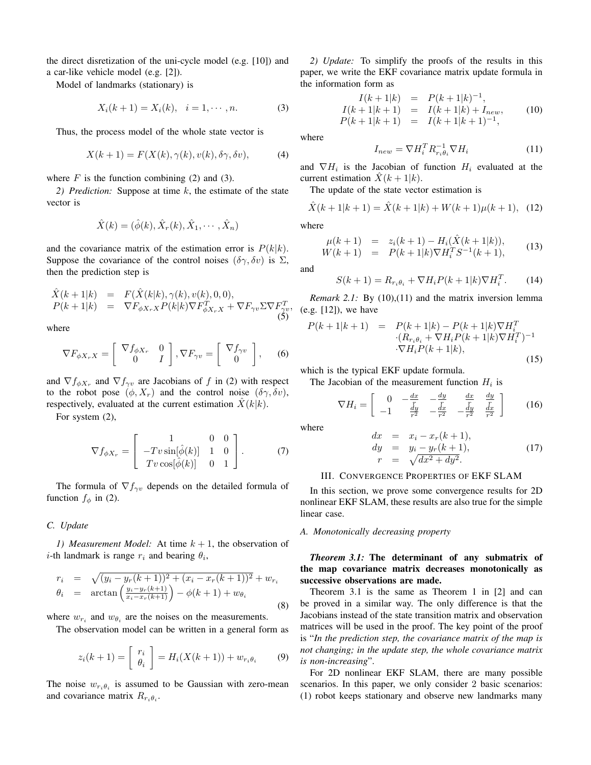the direct disretization of the uni-cycle model (e.g. [10]) and a car-like vehicle model (e.g. [2]).

Model of landmarks (stationary) is

$$X_i(k+1) = X_i(k), \quad i = 1, \cdots, n. \tag{3}$$

Thus, the process model of the whole state vector is

$$X(k+1) = F(X(k), \gamma(k), v(k), \delta\gamma, \delta v), \tag{4}$$

where $F$ is the function combining (2) and (3).

*2) Prediction:* Suppose at time $k$, the estimate of the state vector is

$$\hat{X}(k) = (\hat{\phi}(k), \hat{X}_r(k), \hat{X}_1, \cdots, \hat{X}_n)$$

and the covariance matrix of the estimation error is $P(k|k)$. Suppose the covariance of the control noises $(\delta\gamma, \delta v)$ is $\Sigma$, then the prediction step is

$$\begin{array}{rcl} \hat{X}(k+1|k) & = & F(\hat{X}(k|k), \gamma(k), v(k), 0, 0), \\ P(k+1|k) & = & \nabla F_{\phi X_r X} P(k|k) \nabla F_{\phi X_r X}^T + \nabla F_{\gamma v} \Sigma \nabla F_{\gamma v}^T, \end{array} \tag{5}$$

where

$$\nabla F_{\phi X_r X} = \left[ \begin{array}{cc} \nabla f_{\phi X_r} & 0 \\ 0 & I \end{array} \right], \nabla F_{\gamma v} = \left[ \begin{array}{c} \nabla f_{\gamma v} \\ 0 \end{array} \right], \tag{6}$$

and $\nabla f_{\phi X_r}$ and $\nabla f_{\gamma v}$ are Jacobians of $f$ in (2) with respect to the robot pose $(\phi, X_r)$ and the control noise $(\delta\gamma, \delta v)$, respectively, evaluated at the current estimation $\hat{X}(k|k)$.

For system (2),

$$\nabla f_{\phi X_r} = \left[ \begin{array}{ccc} 1 & 0 & 0 \\ -Tv\sin[\hat{\phi}(k)] & 1 & 0 \\ Tv\cos[\hat{\phi}(k)] & 0 & 1 \end{array} \right]. \tag{7}$$

The formula of $\nabla f_{\gamma v}$ depends on the detailed formula of function $f_\phi$ in (2).

### C. Update

*1) Measurement Model:* At time $k+1$, the observation of $i$-th landmark is range $r_i$ and bearing $\theta_i$,

$$\begin{array}{rcl} r_i & = & \sqrt{(y_i - y_r(k+1))^2 + (x_i - x_r(k+1))^2} + w_{r_i} \\ \theta_i & = & \arctan\left(\frac{y_i - y_r(k+1)}{x_i - x_r(k+1)}\right) - \phi(k+1) + w_{\theta_i} \end{array} \tag{8}$$

where $w_{r_i}$ and $w_{\theta_i}$ are the noises on the measurements.

The observation model can be written in a general form as

$$z_i(k+1) = \left[ \begin{array}{c} r_i \\ \theta_i \end{array} \right] = H_i(X(k+1)) + w_{r_i\theta_i} \tag{9}$$

The noise $w_{r_i\theta_i}$ is assumed to be Gaussian with zero-mean and covariance matrix $R_{r_i\theta_i}$.

*2) Update:* To simplify the proofs of the results in this paper, we write the EKF covariance matrix update formula in the information form as

$$\begin{array}{rcl} I(k+1|k) & = & P(k+1|k)^{-1}, \\ I(k+1|k+1) & = & I(k+1|k) + I_{new}, \\ P(k+1|k+1) & = & I(k+1|k+1)^{-1}, \end{array} \tag{10}$$

where

$$I_{new} = \nabla H_i^T R_{r_i\theta_i}^{-1} \nabla H_i \tag{11}$$

and $\nabla H_i$ is the Jacobian of function $H_i$ evaluated at the current estimation $\hat{X}(k+1|k)$.

The update of the state vector estimation is

$$\hat{X}(k+1|k+1) = \hat{X}(k+1|k) + W(k+1)\mu(k+1), \tag{12}$$

where

$$\begin{array}{rcl} \mu(k+1) & = & z_i(k+1) - H_i(\hat{X}(k+1|k)), \\ W(k+1) & = & P(k+1|k)\nabla H_i^T S^{-1}(k+1), \end{array} \tag{13}$$

and

$$S(k+1) = R_{r_i\theta_i} + \nabla H_i P(k+1|k) \nabla H_i^T. \tag{14}$$

*Remark 2.1:* By (10),(11) and the matrix inversion lemma (e.g. [12]), we have

$$\begin{array}{rcl} P(k+1|k+1) & = & P(k+1|k) - P(k+1|k)\nabla H_i^T \\ & & \cdot(R_{r_i\theta_i} + \nabla H_i P(k+1|k) \nabla H_i^T)^{-1} \\ & & \cdot\nabla H_i P(k+1|k), \end{array} \tag{15}$$

which is the typical EKF update formula.

The Jacobian of the measurement function $H_i$ is

$$\nabla H_i = \left[ \begin{array}{ccccc} 0 & -\frac{dx}{r} & -\frac{dy}{r} & \frac{dx}{r} & \frac{dy}{r} \\ -1 & \frac{dy}{r^2} & -\frac{dx}{r^2} & -\frac{dy}{r^2} & \frac{dx}{r^2} \end{array} \right] \tag{16}$$

where

$$\begin{array}{rcl} dx & = & x_i - x_r(k+1), \\ dy & = & y_i - y_r(k+1), \\ r & = & \sqrt{dx^2 + dy^2}. \end{array} \tag{17}$$

## III. Convergence Properties of EKF SLAM

In this section, we prove some convergence results for 2D nonlinear EKF SLAM, these results are also true for the simple linear case.

### A. Monotonically decreasing property

***Theorem 3.1:*** **The determinant of any submatrix of the map covariance matrix decreases monotonically as successive observations are made.**

Theorem 3.1 is the same as Theorem 1 in [2] and can be proved in a similar way. The only difference is that the Jacobians instead of the state transition matrix and observation matrices will be used in the proof. The key point of the proof is "*In the prediction step, the covariance matrix of the map is not changing; in the update step, the whole covariance matrix is non-increasing*".

For 2D nonlinear EKF SLAM, there are many possible scenarios. In this paper, we only consider 2 basic scenarios: (1) robot keeps stationary and observe new landmarks many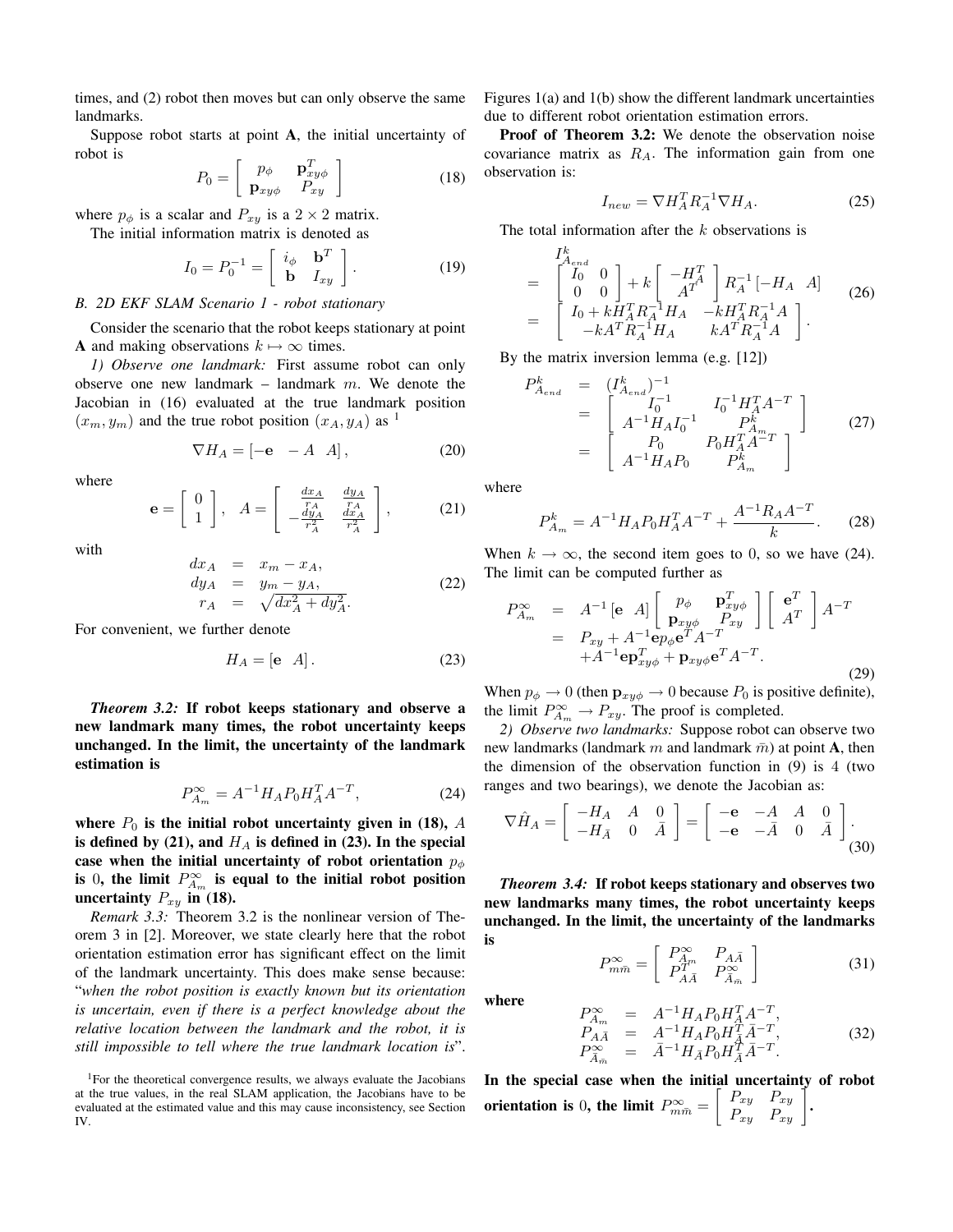times, and (2) robot then moves but can only observe the same landmarks.

Suppose robot starts at point **A**, the initial uncertainty of robot is

$$P_0 = \left[ \begin{array}{cc} p_\phi & \mathbf{p}_{xy\phi}^T \\ \mathbf{p}_{xy\phi} & P_{xy} \end{array} \right] \tag{18}$$

where $p_\phi$ is a scalar and $P_{xy}$ is a $2 \times 2$ matrix.

The initial information matrix is denoted as

$$I_0 = P_0^{-1} = \left[ \begin{array}{cc} i_\phi & \mathbf{b}^T \\ \mathbf{b} & I_{xy} \end{array} \right]. \tag{19}$$

### B. 2D EKF SLAM Scenario 1 - robot stationary

Consider the scenario that the robot keeps stationary at point **A** and making observations $k \mapsto \infty$ times.

*1) Observe one landmark:* First assume robot can only observe one new landmark – landmark $m$. We denote the Jacobian in (16) evaluated at the true landmark position $(x_m, y_m)$ and the true robot position $(x_A, y_A)$ as [1]

$$\nabla H_A = [-\mathbf{e} \quad -A \quad A], \tag{20}$$

where

$$\mathbf{e} = \left[ \begin{array}{c} 0 \\ 1 \end{array} \right], \quad A = \left[ \begin{array}{cc} \frac{dx_A}{r_A} & \frac{dy_A}{r_A} \\ -\frac{dy_A}{r_A^2} & \frac{dx_A}{r_A^2} \end{array} \right], \tag{21}$$

with

$$\begin{array}{rcl} dx_A & = & x_m - x_A, \\ dy_A & = & y_m - y_A, \\ r_A & = & \sqrt{dx_A^2 + dy_A^2}. \end{array} \tag{22}$$

For convenient, we further denote

$$H_A = [\mathbf{e} \quad A]. \tag{23}$$

***Theorem 3.2:*** **If robot keeps stationary and observe a new landmark many times, the robot uncertainty keeps unchanged. In the limit, the uncertainty of the landmark estimation is**

$$P_{A_m}^\infty = A^{-1} H_A P_0 H_A^T A^{-T}, \tag{24}$$

**where $P_0$ is the initial robot uncertainty given in (18), $A$ is defined by (21), and $H_A$ is defined in (23). In the special case when the initial uncertainty of robot orientation $p_\phi$ is 0, the limit $P_{A_m}^\infty$ is equal to the initial robot position uncertainty $P_{xy}$ in (18).**

*Remark 3.3:* Theorem 3.2 is the nonlinear version of Theorem 3 in [2]. Moreover, we state clearly here that the robot orientation estimation error has significant effect on the limit of the landmark uncertainty. This does make sense because: "*when the robot position is exactly known but its orientation is uncertain, even if there is a perfect knowledge about the relative location between the landmark and the robot, it is still impossible to tell where the true landmark location is*". Figures 1(a) and 1(b) show the different landmark uncertainties due to different robot orientation estimation errors.

**Proof of Theorem 3.2:** We denote the observation noise covariance matrix as $R_A$. The information gain from one observation is:

$$I_{new} = \nabla H_A^T R_A^{-1} \nabla H_A. \tag{25}$$

The total information after the $k$ observations is

$$\begin{array}{rl} & I_{A_{end}}^k \\ = & \left[ \begin{array}{cc} I_0 & 0 \\ 0 & 0 \end{array} \right] + k \left[ \begin{array}{c} -H_A^T \\ A^T \end{array} \right] R_A^{-1} [-H_A \quad A] \\ = & \left[ \begin{array}{cc} I_0 + kH_A^T R_A^{-1} H_A & -kH_A^T R_A^{-1} A \\ -kA^T R_A^{-1} H_A & kA^T R_A^{-1} A \end{array} \right]. \end{array} \tag{26}$$

By the matrix inversion lemma (e.g. [12])

$$\begin{array}{rcl} P_{A_{end}}^k & = & (I_{A_{end}}^k)^{-1} \\ & = & \left[ \begin{array}{cc} I_0^{-1} & I_0^{-1} H_A^T A^{-T} \\ A^{-1} H_A I_0^{-1} & P_{A_m}^k \end{array} \right] \\ & = & \left[ \begin{array}{cc} P_0 & P_0 H_A^T A^{-T} \\ A^{-1} H_A P_0 & P_{A_m}^k \end{array} \right] \end{array} \tag{27}$$

where

$$P_{A_m}^k = A^{-1} H_A P_0 H_A^T A^{-T} + \frac{A^{-1} R_A A^{-T}}{k}. \tag{28}$$

When $k \to \infty$, the second item goes to 0, so we have (24). The limit can be computed further as

$$\begin{array}{rcl} P_{A_m}^\infty & = & A^{-1} [\mathbf{e} \quad A] \left[ \begin{array}{cc} p_\phi & \mathbf{p}_{xy\phi}^T \\ \mathbf{p}_{xy\phi} & P_{xy} \end{array} \right] \left[ \begin{array}{c} \mathbf{e}^T \\ A^T \end{array} \right] A^{-T} \\ & = & P_{xy} + A^{-1} \mathbf{e} p_\phi \mathbf{e}^T A^{-T} \\ & & + A^{-1} \mathbf{e} \mathbf{p}_{xy\phi}^T + \mathbf{p}_{xy\phi} \mathbf{e}^T A^{-T}. \end{array} \tag{29}$$

When $p_\phi \to 0$ (then $\mathbf{p}_{xy\phi} \to 0$ because $P_0$ is positive definite), the limit $P_{A_m}^\infty \to P_{xy}$. The proof is completed.

*2) Observe two landmarks:* Suppose robot can observe two new landmarks (landmark $m$ and landmark $\bar{m}$) at point **A**, then the dimension of the observation function in (9) is 4 (two ranges and two bearings), we denote the Jacobian as:

$$\nabla \hat{H}_A = \left[ \begin{array}{ccc} -H_A & A & 0 \\ -H_{\bar{A}} & 0 & \bar{A} \end{array} \right] = \left[ \begin{array}{cccc} -\mathbf{e} & -A & A & 0 \\ -\mathbf{e} & -\bar{A} & 0 & \bar{A} \end{array} \right]. \tag{30}$$

***Theorem 3.4:*** **If robot keeps stationary and observes two new landmarks many times, the robot uncertainty keeps unchanged. In the limit, the uncertainty of the landmarks is**

$$P_{m\bar{m}}^\infty = \left[ \begin{array}{cc} P_{A_m}^\infty & P_{A\bar{A}} \\ P_{A\bar{A}}^T & P_{\bar{A}_{\bar{m}}}^\infty \end{array} \right] \tag{31}$$

**where**

$$\begin{array}{rcl} P_{A_m}^\infty & = & A^{-1} H_A P_0 H_A^T A^{-T}, \\ P_{A\bar{A}} & = & A^{-1} H_A P_0 H_{\bar{A}}^T \bar{A}^{-T}, \\ P_{\bar{A}_{\bar{m}}}^\infty & = & \bar{A}^{-1} H_{\bar{A}} P_0 H_{\bar{A}}^T \bar{A}^{-T}. \end{array} \tag{32}$$

**In the special case when the initial uncertainty of robot orientation is 0, the limit $P_{m\bar{m}}^\infty = \left[ \begin{array}{cc} P_{xy} & P_{xy} \\ P_{xy} & P_{xy} \end{array} \right]$.**

[1] For the theoretical convergence results, we always evaluate the Jacobians at the true values, in the real SLAM application, the Jacobians have to be evaluated at the estimated value and this may cause inconsistency, see Section IV.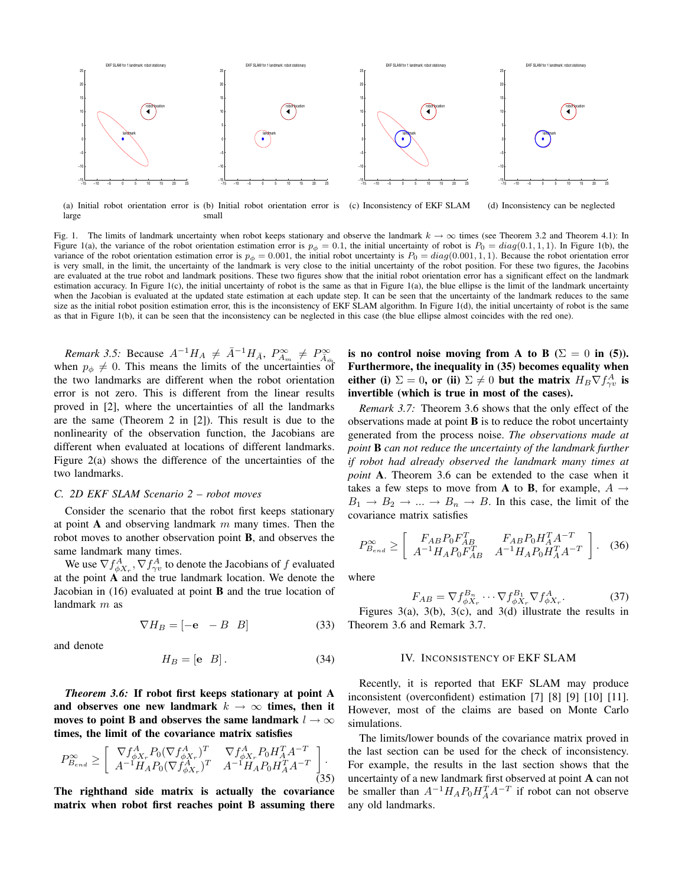EKF SLAM for 1 landmark: robot stationary

robot location

landmark

(a) Initial robot orientation error is large

EKF SLAM for 1 landmark: robot stationary

robot location

landmark

(b) Initial robot orientation error is small

EKF SLAM for 1 landmark: robot stationary

robot location

landmark

(c) Inconsistency of EKF SLAM

EKF SLAM for 1 landmark: robot stationary

robot location

landmark

(d) Inconsistency can be neglected

Fig. 1. The limits of landmark uncertainty when robot keeps stationary and observe the landmark $k \rightarrow \infty$ times (see Theorem 3.2 and Theorem 4.1): In Figure 1(a), the variance of the robot orientation estimation error is $p_\phi = 0.1$, the initial uncertainty of robot is $P_0 = diag(0.1, 1, 1)$. In Figure 1(b), the variance of the robot orientation estimation error is $p_\phi = 0.001$, the initial robot uncertainty is $P_0 = diag(0.001, 1, 1)$. Because the robot orientation error is very small, in the limit, the uncertainty of the landmark is very close to the initial uncertainty of the robot position. For these two figures, the Jacobians are evaluated at the true robot and landmark positions. These two figures show that the initial robot orientation error has a significant effect on the landmark estimation accuracy. In Figure 1(c), the initial uncertainty of robot is the same as that in Figure 1(a), the blue ellipse is the limit of the landmark uncertainty when the Jacobian is evaluated at the updated state estimation at each update step. It can be seen that the uncertainty of the landmark reduces to the same size as the initial robot position estimation error, this is the inconsistency of EKF SLAM algorithm. In Figure 1(d), the initial uncertainty of robot is the same as that in Figure 1(b), it can be seen that the inconsistency can be neglected in this case (the blue ellipse almost coincides with the red one).

*Remark 3.5:* Because $A^{-1}H_A \neq \bar{A}^{-1}H_{\bar{A}}$, $P^\infty_{A_m} \neq P^\infty_{\bar{A}_{\bar{m}}}$ when $p_\phi \neq 0$. This means the limits of the uncertainties of the two landmarks are different when the robot orientation error is not zero. This is different from the linear results proved in [2], where the uncertainties of all the landmarks are the same (Theorem 2 in [2]). This result is due to the nonlinearity of the observation function, the Jacobians are different when evaluated at locations of different landmarks. Figure 2(a) shows the difference of the uncertainties of the two landmarks.

### C. 2D EKF SLAM Scenario 2 – robot moves

Consider the scenario that the robot first keeps stationary at point **A** and observing landmark $m$ many times. Then the robot moves to another observation point **B**, and observes the same landmark many times.

We use $\nabla f^A_{\phi X_r}, \nabla f^A_{\gamma v}$ to denote the Jacobians of $f$ evaluated at the point **A** and the true landmark location. We denote the Jacobian in (16) evaluated at point **B** and the true location of landmark $m$ as

$$\nabla H_B = [-\mathbf{e} \quad -B \quad B] \tag{33}$$

and denote

$$H_B = [\mathbf{e} \quad B]. \tag{34}$$

***Theorem 3.6:*** **If robot first keeps stationary at point A and observes one new landmark $k \rightarrow \infty$ times, then it moves to point B and observes the same landmark $l \rightarrow \infty$ times, the limit of the covariance matrix satisfies**

$$P^\infty_{B_{end}} \geq \begin{bmatrix} \nabla f^A_{\phi X_r} P_0 (\nabla f^A_{\phi X_r})^T & \nabla f^A_{\phi X_r} P_0 H_A^T A^{-T} \\ A^{-1} H_A P_0 (\nabla f^A_{\phi X_r})^T & A^{-1} H_A P_0 H_A^T A^{-T} \end{bmatrix}. \tag{35}$$

**The righthand side matrix is actually the covariance matrix when robot first reaches point B assuming there is no control noise moving from A to B ($\Sigma = 0$ in (5)). Furthermore, the inequality in (35) becomes equality when either (i) $\Sigma = 0$, or (ii) $\Sigma \neq 0$ but the matrix $H_B \nabla f^A_{\gamma v}$ is invertible (which is true in most of the cases).**

*Remark 3.7:* Theorem 3.6 shows that the only effect of the observations made at point **B** is to reduce the robot uncertainty generated from the process noise. *The observations made at point **B** can not reduce the uncertainty of the landmark further if robot had already observed the landmark many times at point **A**.* Theorem 3.6 can be extended to the case when it takes a few steps to move from **A** to **B**, for example, $A \rightarrow B_1 \rightarrow B_2 \rightarrow ... \rightarrow B_n \rightarrow B$. In this case, the limit of the covariance matrix satisfies

$$P^\infty_{B_{end}} \geq \begin{bmatrix} F_{AB} P_0 F^T_{AB} & F_{AB} P_0 H_A^T A^{-T} \\ A^{-1} H_A P_0 F^T_{AB} & A^{-1} H_A P_0 H_A^T A^{-T} \end{bmatrix}. \tag{36}$$

where

$$F_{AB} = \nabla f^{B_n}_{\phi X_r} \cdots \nabla f^{B_1}_{\phi X_r} \nabla f^A_{\phi X_r}. \tag{37}$$

Figures 3(a), 3(b), 3(c), and 3(d) illustrate the results in Theorem 3.6 and Remark 3.7.

## IV. Inconsistency of EKF SLAM

Recently, it is reported that EKF SLAM may produce inconsistent (overconfident) estimation [7] [8] [9] [10] [11]. However, most of the claims are based on Monte Carlo simulations.

The limits/lower bounds of the covariance matrix proved in the last section can be used for the check of inconsistency. For example, the results in the last section shows that the uncertainty of a new landmark first observed at point **A** can not be smaller than $A^{-1}H_A P_0 H_A^T A^{-T}$ if robot can not observe any old landmarks.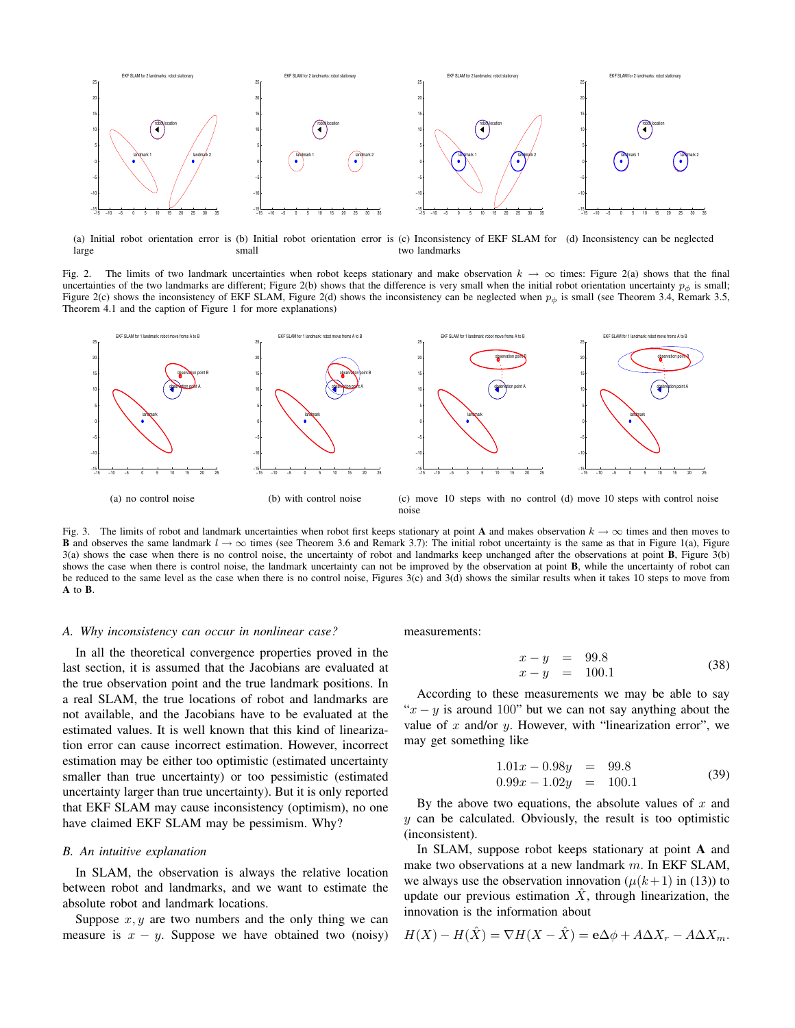EKF SLAM for 2 landmarks: robot stationary

(a) Initial robot orientation error is large

(b) Initial robot orientation error is small

(c) Inconsistency of EKF SLAM for two landmarks

(d) Inconsistency can be neglected

Fig. 2. The limits of two landmark uncertainties when robot keeps stationary and make observation $k \to \infty$ times: Figure 2(a) shows that the final uncertainties of the two landmarks are different; Figure 2(b) shows that the difference is very small when the initial robot orientation uncertainty $p_\phi$ is small; Figure 2(c) shows the inconsistency of EKF SLAM, Figure 2(d) shows the inconsistency can be neglected when $p_\phi$ is small (see Theorem 3.4, Remark 3.5, Theorem 4.1 and the caption of Figure 1 for more explanations)

EKF SLAM for 1 landmark: robot move froms A to B

(a) no control noise

(b) with control noise

(c) move 10 steps with no control noise

(d) move 10 steps with control noise

Fig. 3. The limits of robot and landmark uncertainties when robot first keeps stationary at point **A** and makes observation $k \to \infty$ times and then moves to **B** and observes the same landmark $l \to \infty$ times (see Theorem 3.6 and Remark 3.7): The initial robot uncertainty is the same as that in Figure 1(a), Figure 3(a) shows the case when there is no control noise, the uncertainty of robot and landmarks keep unchanged after the observations at point **B**, Figure 3(b) shows the case when there is control noise, the landmark uncertainty can not be improved by the observation at point **B**, while the uncertainty of robot can be reduced to the same level as the case when there is no control noise, Figures 3(c) and 3(d) shows the similar results when it takes 10 steps to move from **A** to **B**.

### *A. Why inconsistency can occur in nonlinear case?*

In all the theoretical convergence properties proved in the last section, it is assumed that the Jacobians are evaluated at the true observation point and the true landmark positions. In a real SLAM, the true locations of robot and landmarks are not available, and the Jacobians have to be evaluated at the estimated values. It is well known that this kind of linearization error can cause incorrect estimation. However, incorrect estimation may be either too optimistic (estimated uncertainty smaller than true uncertainty) or too pessimistic (estimated uncertainty larger than true uncertainty). But it is only reported that EKF SLAM may cause inconsistency (optimism), no one have claimed EKF SLAM may be pessimism. Why?

### *B. An intuitive explanation*

In SLAM, the observation is always the relative location between robot and landmarks, and we want to estimate the absolute robot and landmark locations.

Suppose $x, y$ are two numbers and the only thing we can measure is $x - y$. Suppose we have obtained two (noisy) measurements:

$$\begin{array}{rcl} x - y & = & 99.8 \\ x - y & = & 100.1 \end{array} \tag{38}$$

According to these measurements we may be able to say "$x - y$ is around 100" but we can not say anything about the value of $x$ and/or $y$. However, with "linearization error", we may get something like

$$\begin{array}{rcl} 1.01x - 0.98y & = & 99.8 \\ 0.99x - 1.02y & = & 100.1 \end{array} \tag{39}$$

By the above two equations, the absolute values of $x$ and $y$ can be calculated. Obviously, the result is too optimistic (inconsistent).

In SLAM, suppose robot keeps stationary at point **A** and make two observations at a new landmark $m$. In EKF SLAM, we always use the observation innovation ($\mu(k+1)$ in (13)) to update our previous estimation $\hat{X}$, through linearization, the innovation is the information about

$$H(X) - H(\hat{X}) = \nabla H(X - \hat{X}) = \mathbf{e}\Delta\phi + A\Delta X_r - A\Delta X_m.$$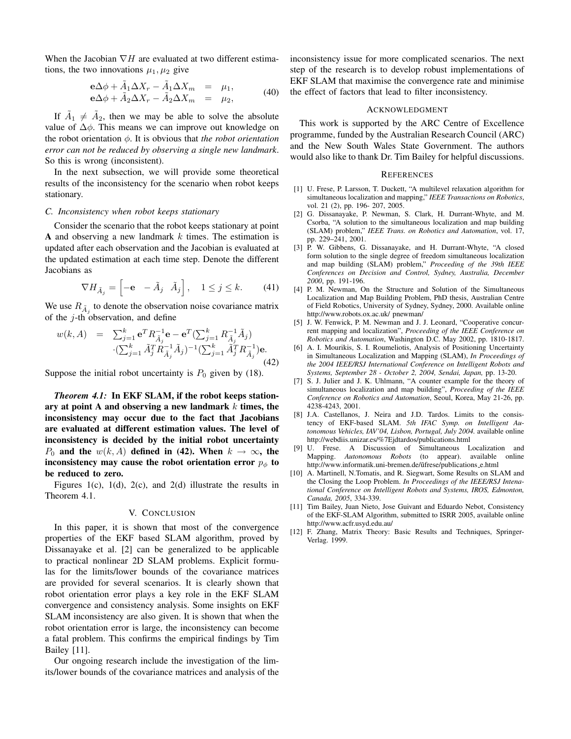When the Jacobian $\nabla H$ are evaluated at two different estimations, the two innovations $\mu_1, \mu_2$ give

$$
\begin{array}{rcl}
\mathbf{e}\Delta\phi + \tilde{A}_1 \Delta X_r - \tilde{A}_1 \Delta X_m & = & \mu_1, \\
\mathbf{e}\Delta\phi + \tilde{A}_2 \Delta X_r - \tilde{A}_2 \Delta X_m & = & \mu_2,
\end{array}
\tag{40}
$$

If $\tilde{A}_1 \neq \tilde{A}_2$, then we may be able to solve the absolute value of $\Delta\phi$. This means we can improve out knowledge on the robot orientation $\phi$. It is obvious that *the robot orientation error can not be reduced by observing a single new landmark*. So this is wrong (inconsistent).

In the next subsection, we will provide some theoretical results of the inconsistency for the scenario when robot keeps stationary.

### C. Inconsistency when robot keeps stationary

Consider the scenario that the robot keeps stationary at point **A** and observing a new landmark $k$ times. The estimation is updated after each observation and the Jacobian is evaluated at the updated estimation at each time step. Denote the different Jacobians as

$$
\nabla H_{\tilde{A}_j} = \begin{bmatrix} -\mathbf{e} & -\tilde{A}_j & \tilde{A}_j \end{bmatrix}, \quad 1 \leq j \leq k. \tag{41}
$$

We use $R_{\tilde{A}_j}$ to denote the observation noise covariance matrix of the $j$-th observation, and define

$$
\begin{array}{rcl}
w(k, A) & = & \sum_{j=1}^{k} \mathbf{e}^T R_{\tilde{A}_j}^{-1} \mathbf{e} - \mathbf{e}^T (\sum_{j=1}^{k} R_{\tilde{A}_j}^{-1} \tilde{A}_j) \\
& & \cdot (\sum_{j=1}^{k} \tilde{A}_j^T R_{\tilde{A}_j}^{-1} \tilde{A}_j)^{-1} (\sum_{j=1}^{k} \tilde{A}_j^T R_{\tilde{A}_j}^{-1}) \mathbf{e}.
\end{array}
\tag{42}
$$

Suppose the initial robot uncertainty is $P_0$ given by (18).

***Theorem 4.1:*** **In EKF SLAM, if the robot keeps stationary at point A and observing a new landmark $k$ times, the inconsistency may occur due to the fact that Jacobians are evaluated at different estimation values. The level of inconsistency is decided by the initial robot uncertainty $P_0$ and the $w(k, A)$ defined in (42). When $k \to \infty$, the inconsistency may cause the robot orientation error $p_\phi$ to be reduced to zero.**

Figures 1(c), 1(d), 2(c), and 2(d) illustrate the results in Theorem 4.1.

## V. Conclusion

In this paper, it is shown that most of the convergence properties of the EKF based SLAM algorithm, proved by Dissanayake et al. [2] can be generalized to be applicable to practical nonlinear 2D SLAM problems. Explicit formulas for the limits/lower bounds of the covariance matrices are provided for several scenarios. It is clearly shown that robot orientation error plays a key role in the EKF SLAM convergence and consistency analysis. Some insights on EKF SLAM inconsistency are also given. It is shown that when the robot orientation error is large, the inconsistency can become a fatal problem. This confirms the empirical findings by Tim Bailey [11].

Our ongoing research include the investigation of the limits/lower bounds of the covariance matrices and analysis of the inconsistency issue for more complicated scenarios. The next step of the research is to develop robust implementations of EKF SLAM that maximise the convergence rate and minimise the effect of factors that lead to filter inconsistency.

## Acknowledgment

This work is supported by the ARC Centre of Excellence programme, funded by the Australian Research Council (ARC) and the New South Wales State Government. The authors would also like to thank Dr. Tim Bailey for helpful discussions.

## References

[1] U. Frese, P. Larsson, T. Duckett, "A multilevel relaxation algorithm for simultaneous localization and mapping," *IEEE Transactions on Robotics*, vol. 21 (2), pp. 196- 207, 2005.

[2] G. Dissanayake, P. Newman, S. Clark, H. Durrant-Whyte, and M. Csorba, "A solution to the simultaneous localization and map building (SLAM) problem," *IEEE Trans. on Robotics and Automation*, vol. 17, pp. 229–241, 2001.

[3] P. W. Gibbens, G. Dissanayake, and H. Durrant-Whyte, "A closed form solution to the single degree of freedom simultaneous localization and map building (SLAM) problem," *Proceeding of the 39th IEEE Conferences on Decision and Control, Sydney, Australia, December 2000*, pp. 191-196.

[4] P. M. Newman, On the Structure and Solution of the Simultaneous Localization and Map Building Problem, PhD thesis, Australian Centre of Field Robotics, University of Sydney, Sydney, 2000. Available online http://www.robots.ox.ac.uk/ pnewman/

[5] J. W. Fenwick, P. M. Newman and J. J. Leonard, "Cooperative concurrent mapping and localization", *Proceeding of the IEEE Conference on Robotics and Automation*, Washington D.C. May 2002, pp. 1810-1817.

[6] A. I. Mourikis, S. I. Roumeliotis, Analysis of Positioning Uncertainty in Simultaneous Localization and Mapping (SLAM), *In Proceedings of the 2004 IEEE/RSJ International Conference on Intelligent Robots and Systems, September 28 - October 2, 2004, Sendai, Japan,* pp. 13-20.

[7] S. J. Julier and J. K. Uhlmann, "A counter example for the theory of simultaneous localization and map building", *Proceeding of the IEEE Conference on Robotics and Automation*, Seoul, Korea, May 21-26, pp. 4238-4243, 2001.

[8] J.A. Castellanos, J. Neira and J.D. Tardos. Limits to the consistency of EKF-based SLAM. *5th IFAC Symp. on Intelligent Autonomous Vehicles, IAV'04, Lisbon, Portugal, July 2004.* available online http://webdiis.unizar.es/%7Ejdtardos/publications.html

[9] U. Frese. A Discussion of Simultaneous Localization and Mapping. *Autonomous Robots* (to appear). available online http://www.informatik.uni-bremen.de/ũfrese/publications_e.html

[10] A. Martinell, N.Tomatis, and R. Siegwart, Some Results on SLAM and the Closing the Loop Problem. *In Proceedings of the IEEE/RSJ Intenational Conference on Intelligent Robots and Systems, IROS, Edmonton, Canada, 2005*, 334-339.

[11] Tim Bailey, Juan Nieto, Jose Guivant and Eduardo Nebot, Consistency of the EKF-SLAM Algorithm, submitted to ISRR 2005, available online http://www.acfr.usyd.edu.au/

[12] F. Zhang, Matrix Theory: Basic Results and Techniques, Springer-Verlag. 1999.